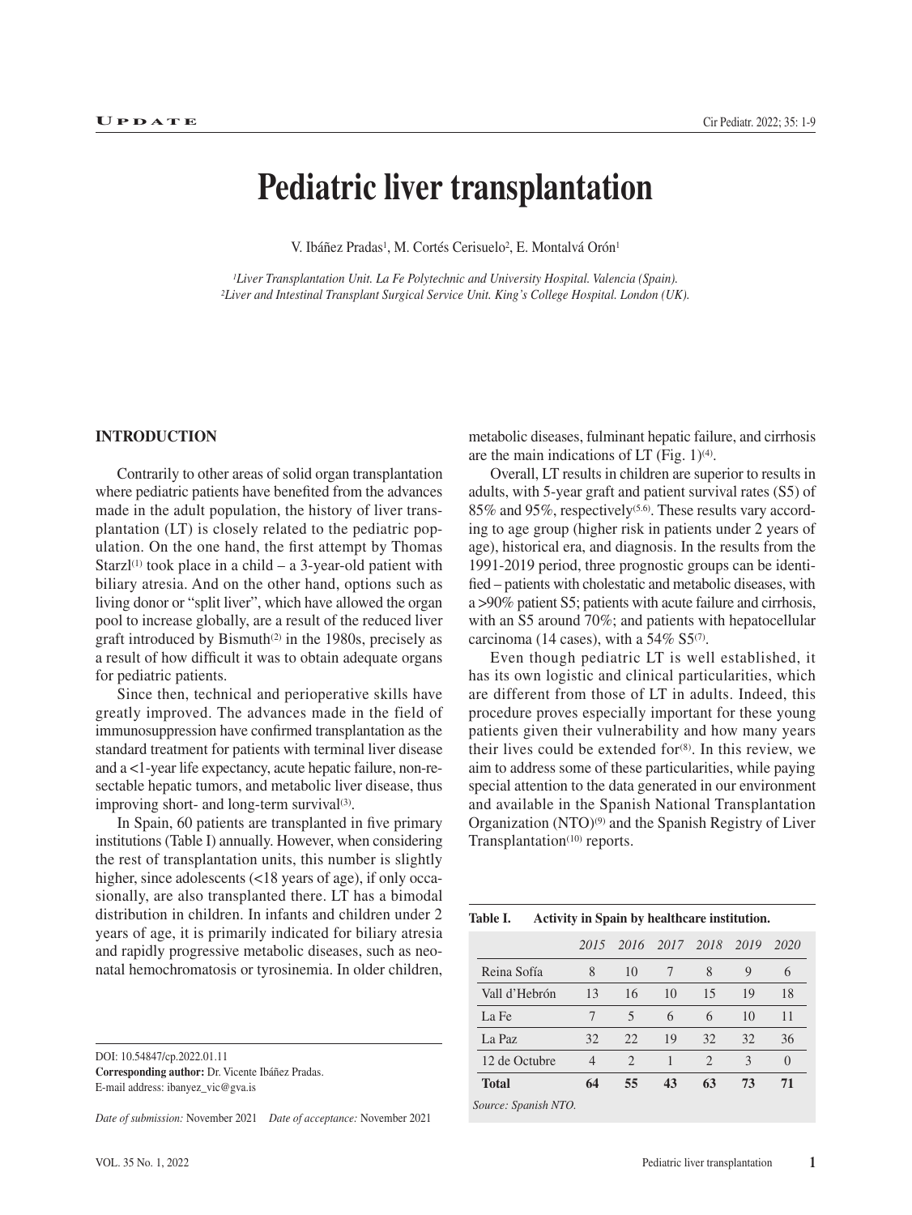**UPDATE**

# Pediatric liver transplantation

V. Ibáñez Pradas[1], M. Cortés Cerisuelo[2], E. Montalvá Orón[1]

*[1]Liver Transplantation Unit. La Fe Polytechnic and University Hospital. Valencia (Spain).*
*[2]Liver and Intestinal Transplant Surgical Service Unit. King's College Hospital. London (UK).*

## INTRODUCTION

Contrarily to other areas of solid organ transplantation where pediatric patients have benefited from the advances made in the adult population, the history of liver transplantation (LT) is closely related to the pediatric population. On the one hand, the first attempt by Thomas Starzl[1] took place in a child – a 3-year-old patient with biliary atresia. And on the other hand, options such as living donor or "split liver", which have allowed the organ pool to increase globally, are a result of the reduced liver graft introduced by Bismuth[2] in the 1980s, precisely as a result of how difficult it was to obtain adequate organs for pediatric patients.

Since then, technical and perioperative skills have greatly improved. The advances made in the field of immunosuppression have confirmed transplantation as the standard treatment for patients with terminal liver disease and a <1-year life expectancy, acute hepatic failure, non-resectable hepatic tumors, and metabolic liver disease, thus improving short- and long-term survival[3].

In Spain, 60 patients are transplanted in five primary institutions (Table I) annually. However, when considering the rest of transplantation units, this number is slightly higher, since adolescents (<18 years of age), if only occasionally, are also transplanted there. LT has a bimodal distribution in children. In infants and children under 2 years of age, it is primarily indicated for biliary atresia and rapidly progressive metabolic diseases, such as neonatal hemochromatosis or tyrosinemia. In older children, metabolic diseases, fulminant hepatic failure, and cirrhosis are the main indications of LT (Fig. 1)[4].

Overall, LT results in children are superior to results in adults, with 5-year graft and patient survival rates (S5) of 85% and 95%, respectively[5,6]. These results vary according to age group (higher risk in patients under 2 years of age), historical era, and diagnosis. In the results from the 1991-2019 period, three prognostic groups can be identified – patients with cholestatic and metabolic diseases, with a >90% patient S5; patients with acute failure and cirrhosis, with an S5 around 70%; and patients with hepatocellular carcinoma (14 cases), with a 54% S5[7].

Even though pediatric LT is well established, it has its own logistic and clinical particularities, which are different from those of LT in adults. Indeed, this procedure proves especially important for these young patients given their vulnerability and how many years their lives could be extended for[8]. In this review, we aim to address some of these particularities, while paying special attention to the data generated in our environment and available in the Spanish National Transplantation Organization (NTO)[9] and the Spanish Registry of Liver Transplantation[10] reports.

**Table I. Activity in Spain by healthcare institution.**

| | *2015* | *2016* | *2017* | *2018* | *2019* | *2020* |
|---|---|---|---|---|---|---|
| Reina Sofía | 8 | 10 | 7 | 8 | 9 | 6 |
| Vall d'Hebrón | 13 | 16 | 10 | 15 | 19 | 18 |
| La Fe | 7 | 5 | 6 | 6 | 10 | 11 |
| La Paz | 32 | 22 | 19 | 32 | 32 | 36 |
| 12 de Octubre | 4 | 2 | 1 | 2 | 3 | 0 |
| **Total** | **64** | **55** | **43** | **63** | **73** | **71** |

*Source: Spanish NTO.*

DOI: 10.54847/cp.2022.01.11
**Corresponding author:** Dr. Vicente Ibáñez Pradas.
E-mail address: ibanyez_vic@gva.is

*Date of submission:* November 2021 *Date of acceptance:* November 2021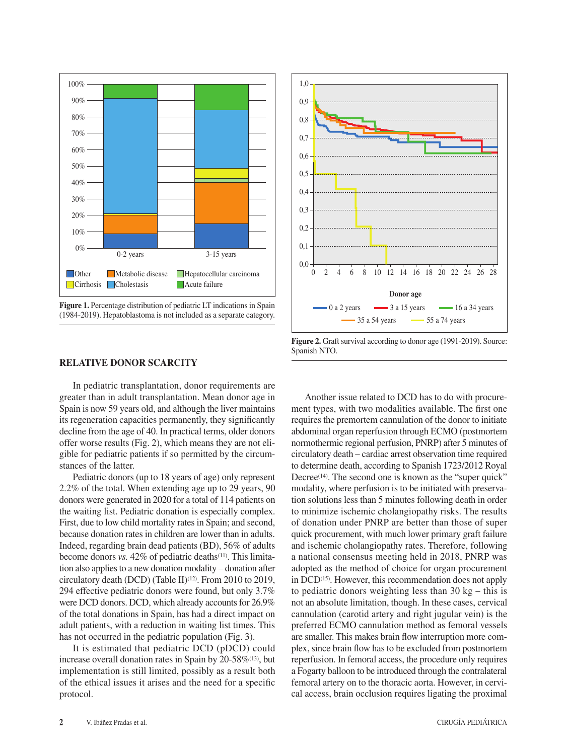100%
90%
80%
70%
60%
50%
40%
30%
20%
10%
0%
0-2 years
3-15 years

Other
Metabolic disease
Hepatocellular carcinoma
Cirrhosis
Cholestasis
Acute failure

**Figure 1.** Percentage distribution of pediatric LT indications in Spain (1984-2019). Hepatoblastoma is not included as a separate category.

1,0
0,9
0,8
0,7
0,6
0,5
0,4
0,3
0,2
0,1
0,0
0 2 4 6 8 10 12 14 16 18 20 22 24 26 28

Donor age

0 a 2 years
3 a 15 years
16 a 34 years
35 a 54 years
55 a 74 years

**Figure 2.** Graft survival according to donor age (1991-2019). Source: Spanish NTO.

## RELATIVE DONOR SCARCITY

In pediatric transplantation, donor requirements are greater than in adult transplantation. Mean donor age in Spain is now 59 years old, and although the liver maintains its regeneration capacities permanently, they significantly decline from the age of 40. In practical terms, older donors offer worse results (Fig. 2), which means they are not eligible for pediatric patients if so permitted by the circumstances of the latter.

Pediatric donors (up to 18 years of age) only represent 2.2% of the total. When extending age up to 29 years, 90 donors were generated in 2020 for a total of 114 patients on the waiting list. Pediatric donation is especially complex. First, due to low child mortality rates in Spain; and second, because donation rates in children are lower than in adults. Indeed, regarding brain dead patients (BD), 56% of adults become donors *vs.* 42% of pediatric deaths[11]. This limitation also applies to a new donation modality – donation after circulatory death (DCD) (Table II)[12]. From 2010 to 2019, 294 effective pediatric donors were found, but only 3.7% were DCD donors. DCD, which already accounts for 26.9% of the total donations in Spain, has had a direct impact on adult patients, with a reduction in waiting list times. This has not occurred in the pediatric population (Fig. 3).

It is estimated that pediatric DCD (pDCD) could increase overall donation rates in Spain by 20-58%[13], but implementation is still limited, possibly as a result both of the ethical issues it arises and the need for a specific protocol.

Another issue related to DCD has to do with procurement types, with two modalities available. The first one requires the premortem cannulation of the donor to initiate abdominal organ reperfusion through ECMO (postmortem normothermic regional perfusion, PNRP) after 5 minutes of circulatory death – cardiac arrest observation time required to determine death, according to Spanish 1723/2012 Royal Decree[14]. The second one is known as the "super quick" modality, where perfusion is to be initiated with preservation solutions less than 5 minutes following death in order to minimize ischemic cholangiopathy risks. The results of donation under PNRP are better than those of super quick procurement, with much lower primary graft failure and ischemic cholangiopathy rates. Therefore, following a national consensus meeting held in 2018, PNRP was adopted as the method of choice for organ procurement in DCD[15]. However, this recommendation does not apply to pediatric donors weighting less than 30 kg – this is not an absolute limitation, though. In these cases, cervical cannulation (carotid artery and right jugular vein) is the preferred ECMO cannulation method as femoral vessels are smaller. This makes brain flow interruption more complex, since brain flow has to be excluded from postmortem reperfusion. In femoral access, the procedure only requires a Fogarty balloon to be introduced through the contralateral femoral artery on to the thoracic aorta. However, in cervical access, brain occlusion requires ligating the proximal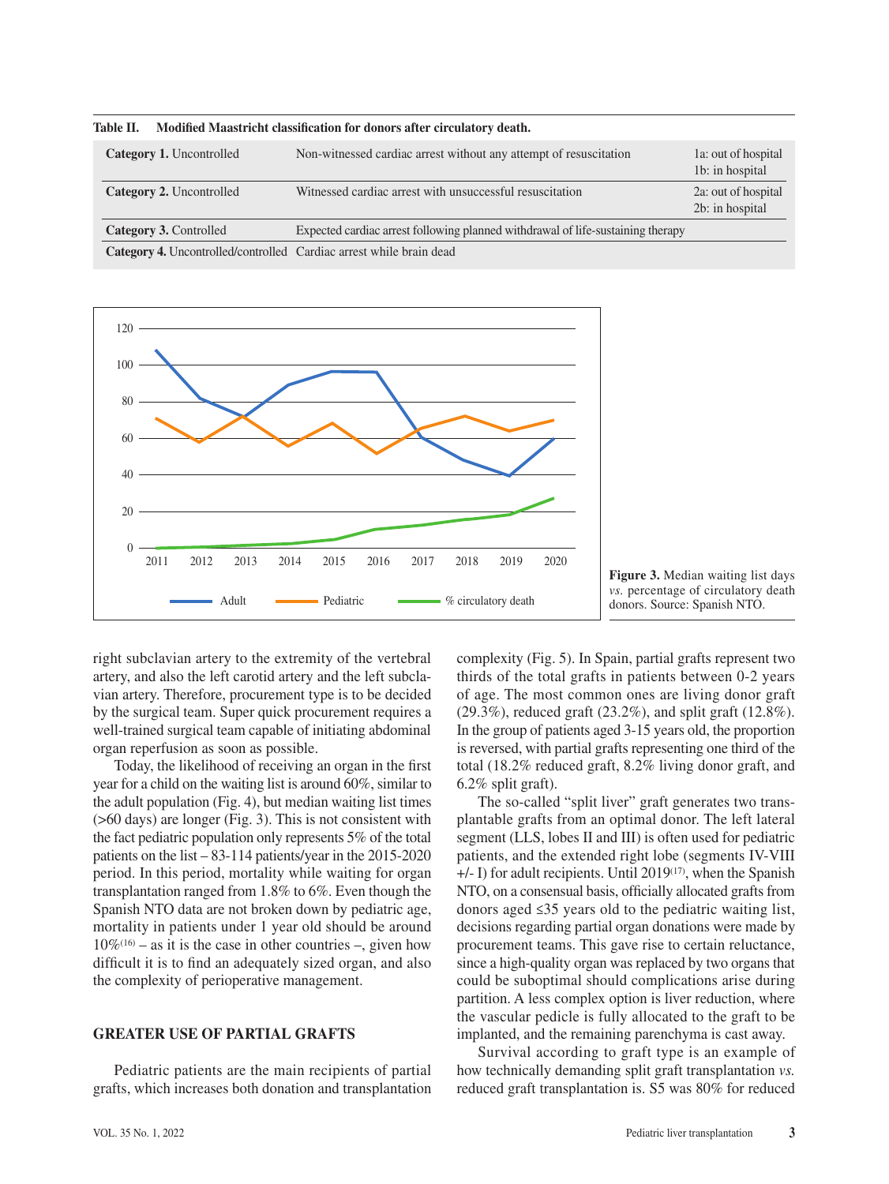**Table II. Modified Maastricht classification for donors after circulatory death.**

| | | |
|---|---|---|
| **Category 1.** Uncontrolled | Non-witnessed cardiac arrest without any attempt of resuscitation | 1a: out of hospital<br>1b: in hospital |
| **Category 2.** Uncontrolled | Witnessed cardiac arrest with unsuccessful resuscitation | 2a: out of hospital<br>2b: in hospital |
| **Category 3.** Controlled | Expected cardiac arrest following planned withdrawal of life-sustaining therapy | |
| **Category 4.** Uncontrolled/controlled | Cardiac arrest while brain dead | |

120
100
80
60
40
20
0
2011 2012 2013 2014 2015 2016 2017 2018 2019 2020
Adult
Pediatric
% circulatory death

**Figure 3.** Median waiting list days *vs.* percentage of circulatory death donors. Source: Spanish NTO.

right subclavian artery to the extremity of the vertebral artery, and also the left carotid artery and the left subclavian artery. Therefore, procurement type is to be decided by the surgical team. Super quick procurement requires a well-trained surgical team capable of initiating abdominal organ reperfusion as soon as possible.

Today, the likelihood of receiving an organ in the first year for a child on the waiting list is around 60%, similar to the adult population (Fig. 4), but median waiting list times (>60 days) are longer (Fig. 3). This is not consistent with the fact pediatric population only represents 5% of the total patients on the list – 83-114 patients/year in the 2015-2020 period. In this period, mortality while waiting for organ transplantation ranged from 1.8% to 6%. Even though the Spanish NTO data are not broken down by pediatric age, mortality in patients under 1 year old should be around 10%[16] – as it is the case in other countries –, given how difficult it is to find an adequately sized organ, and also the complexity of perioperative management.

## GREATER USE OF PARTIAL GRAFTS

Pediatric patients are the main recipients of partial grafts, which increases both donation and transplantation complexity (Fig. 5). In Spain, partial grafts represent two thirds of the total grafts in patients between 0-2 years of age. The most common ones are living donor graft (29.3%), reduced graft (23.2%), and split graft (12.8%). In the group of patients aged 3-15 years old, the proportion is reversed, with partial grafts representing one third of the total (18.2% reduced graft, 8.2% living donor graft, and 6.2% split graft).

The so-called "split liver" graft generates two transplantable grafts from an optimal donor. The left lateral segment (LLS, lobes II and III) is often used for pediatric patients, and the extended right lobe (segments IV-VIII +/- I) for adult recipients. Until 2019[17], when the Spanish NTO, on a consensual basis, officially allocated grafts from donors aged ≤35 years old to the pediatric waiting list, decisions regarding partial organ donations were made by procurement teams. This gave rise to certain reluctance, since a high-quality organ was replaced by two organs that could be suboptimal should complications arise during partition. A less complex option is liver reduction, where the vascular pedicle is fully allocated to the graft to be implanted, and the remaining parenchyma is cast away.

Survival according to graft type is an example of how technically demanding split graft transplantation *vs.* reduced graft transplantation is. S5 was 80% for reduced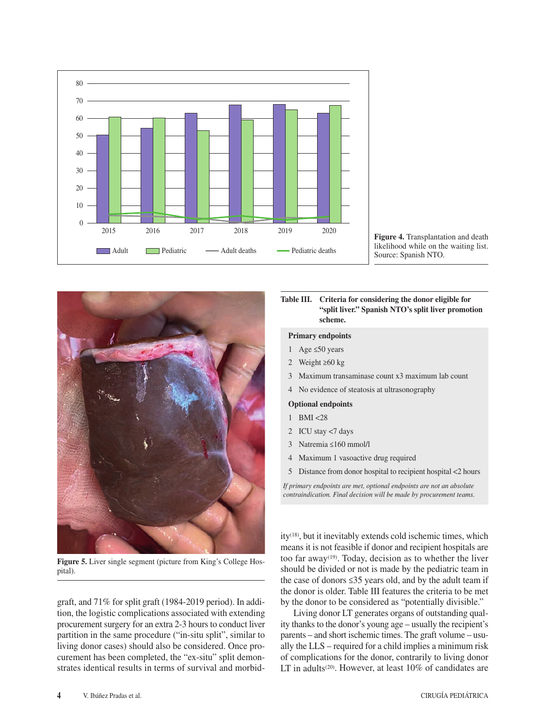80
70
60
50
40
30
20
10
0

2015 2016 2017 2018 2019 2020

Adult Pediatric Adult deaths Pediatric deaths

**Figure 4.** Transplantation and death likelihood while on the waiting list. Source: Spanish NTO.

**Figure 5.** Liver single segment (picture from King's College Hospital).

**Table III. Criteria for considering the donor eligible for "split liver." Spanish NTO's split liver promotion scheme.**

| | |
|---|---|
| **Primary endpoints** | |
| 1 | Age ≤50 years |
| 2 | Weight ≥60 kg |
| 3 | Maximum transaminase count x3 maximum lab count |
| 4 | No evidence of steatosis at ultrasonography |
| **Optional endpoints** | |
| 1 | BMI <28 |
| 2 | ICU stay <7 days |
| 3 | Natremia ≤160 mmol/l |
| 4 | Maximum 1 vasoactive drug required |
| 5 | Distance from donor hospital to recipient hospital <2 hours |

*If primary endpoints are met, optional endpoints are not an absolute contraindication. Final decision will be made by procurement teams.*

graft, and 71% for split graft (1984-2019 period). In addition, the logistic complications associated with extending procurement surgery for an extra 2-3 hours to conduct liver partition in the same procedure ("in-situ split", similar to living donor cases) should also be considered. Once procurement has been completed, the "ex-situ" split demonstrates identical results in terms of survival and morbidity[18], but it inevitably extends cold ischemic times, which means it is not feasible if donor and recipient hospitals are too far away[19]. Today, decision as to whether the liver should be divided or not is made by the pediatric team in the case of donors ≤35 years old, and by the adult team if the donor is older. Table III features the criteria to be met by the donor to be considered as "potentially divisible."

Living donor LT generates organs of outstanding quality thanks to the donor's young age – usually the recipient's parents – and short ischemic times. The graft volume – usually the LLS – required for a child implies a minimum risk of complications for the donor, contrarily to living donor LT in adults[20]. However, at least 10% of candidates are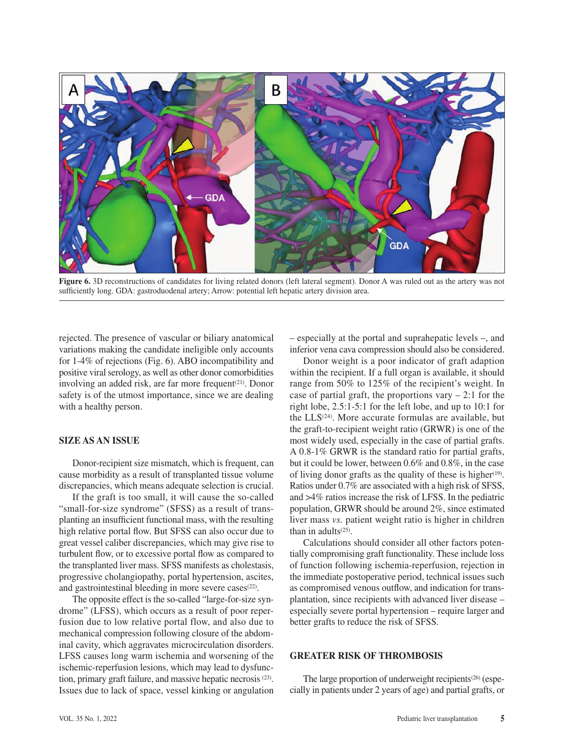**Figure 6.** 3D reconstructions of candidates for living related donors (left lateral segment). Donor A was ruled out as the artery was not sufficiently long. GDA: gastroduodenal artery; Arrow: potential left hepatic artery division area.

rejected. The presence of vascular or biliary anatomical variations making the candidate ineligible only accounts for 1-4% of rejections (Fig. 6). ABO incompatibility and positive viral serology, as well as other donor comorbidities involving an added risk, are far more frequent[21]. Donor safety is of the utmost importance, since we are dealing with a healthy person.

## SIZE AS AN ISSUE

Donor-recipient size mismatch, which is frequent, can cause morbidity as a result of transplanted tissue volume discrepancies, which means adequate selection is crucial.

If the graft is too small, it will cause the so-called "small-for-size syndrome" (SFSS) as a result of transplanting an insufficient functional mass, with the resulting high relative portal flow. But SFSS can also occur due to great vessel caliber discrepancies, which may give rise to turbulent flow, or to excessive portal flow as compared to the transplanted liver mass. SFSS manifests as cholestasis, progressive cholangiopathy, portal hypertension, ascites, and gastrointestinal bleeding in more severe cases[22].

The opposite effect is the so-called "large-for-size syndrome" (LFSS), which occurs as a result of poor reperfusion due to low relative portal flow, and also due to mechanical compression following closure of the abdominal cavity, which aggravates microcirculation disorders. LFSS causes long warm ischemia and worsening of the ischemic-reperfusion lesions, which may lead to dysfunction, primary graft failure, and massive hepatic necrosis [23]. Issues due to lack of space, vessel kinking or angulation – especially at the portal and suprahepatic levels –, and inferior vena cava compression should also be considered.

Donor weight is a poor indicator of graft adaption within the recipient. If a full organ is available, it should range from 50% to 125% of the recipient's weight. In case of partial graft, the proportions vary – 2:1 for the right lobe, 2.5:1-5:1 for the left lobe, and up to 10:1 for the LLS[24]. More accurate formulas are available, but the graft-to-recipient weight ratio (GRWR) is one of the most widely used, especially in the case of partial grafts. A 0.8-1% GRWR is the standard ratio for partial grafts, but it could be lower, between 0.6% and 0.8%, in the case of living donor grafts as the quality of these is higher[19]. Ratios under 0.7% are associated with a high risk of SFSS, and >4% ratios increase the risk of LFSS. In the pediatric population, GRWR should be around 2%, since estimated liver mass *vs.* patient weight ratio is higher in children than in adults[25].

Calculations should consider all other factors potentially compromising graft functionality. These include loss of function following ischemia-reperfusion, rejection in the immediate postoperative period, technical issues such as compromised venous outflow, and indication for transplantation, since recipients with advanced liver disease – especially severe portal hypertension – require larger and better grafts to reduce the risk of SFSS.

## GREATER RISK OF THROMBOSIS

The large proportion of underweight recipients[26] (especially in patients under 2 years of age) and partial grafts, or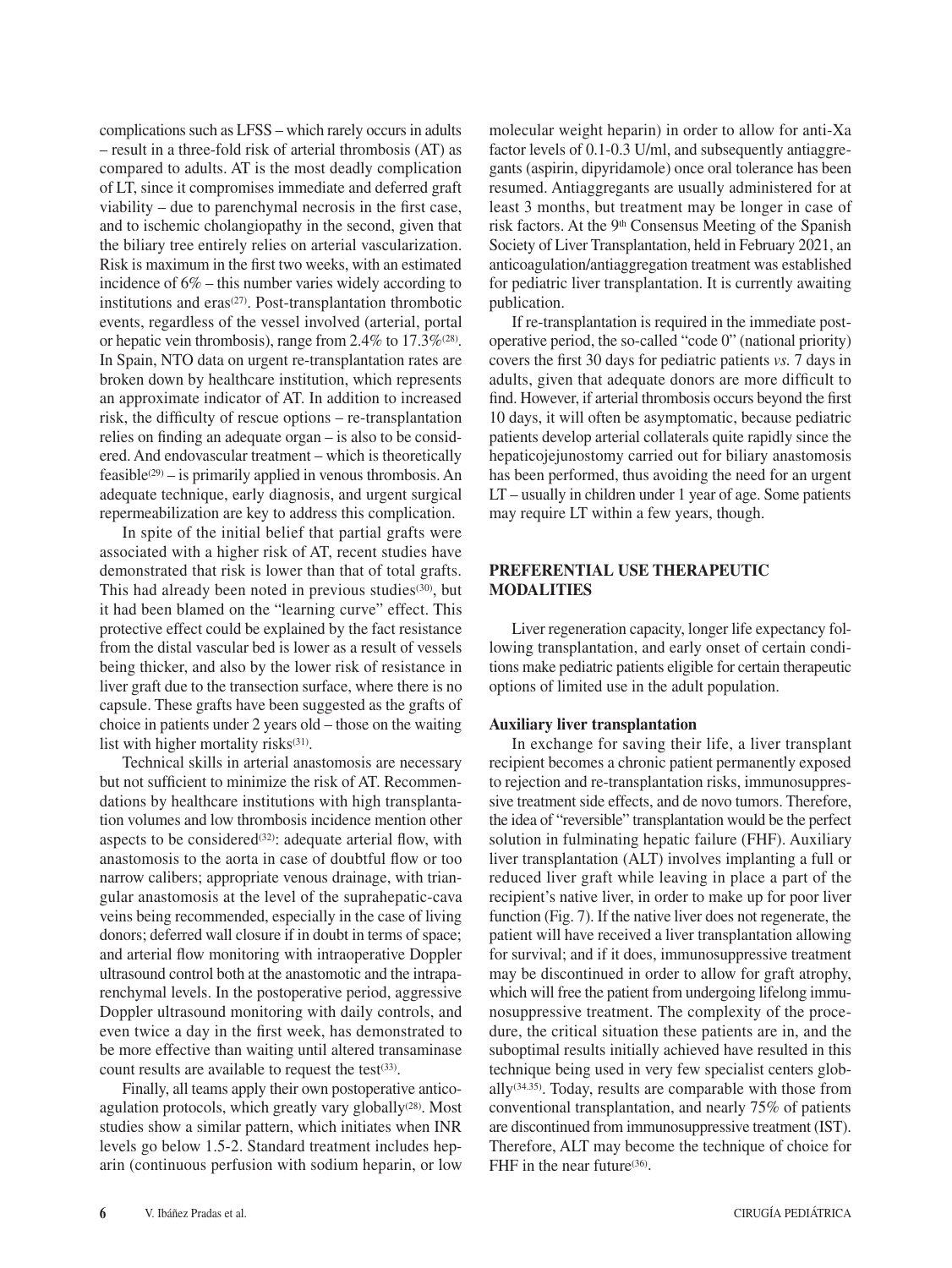complications such as LFSS – which rarely occurs in adults – result in a three-fold risk of arterial thrombosis (AT) as compared to adults. AT is the most deadly complication of LT, since it compromises immediate and deferred graft viability – due to parenchymal necrosis in the first case, and to ischemic cholangiopathy in the second, given that the biliary tree entirely relies on arterial vascularization. Risk is maximum in the first two weeks, with an estimated incidence of 6% – this number varies widely according to institutions and eras[27]. Post-transplantation thrombotic events, regardless of the vessel involved (arterial, portal or hepatic vein thrombosis), range from 2.4% to 17.3%[28]. In Spain, NTO data on urgent re-transplantation rates are broken down by healthcare institution, which represents an approximate indicator of AT. In addition to increased risk, the difficulty of rescue options – re-transplantation relies on finding an adequate organ – is also to be considered. And endovascular treatment – which is theoretically feasible[29] – is primarily applied in venous thrombosis. An adequate technique, early diagnosis, and urgent surgical repermeabilization are key to address this complication.

In spite of the initial belief that partial grafts were associated with a higher risk of AT, recent studies have demonstrated that risk is lower than that of total grafts. This had already been noted in previous studies[30], but it had been blamed on the "learning curve" effect. This protective effect could be explained by the fact resistance from the distal vascular bed is lower as a result of vessels being thicker, and also by the lower risk of resistance in liver graft due to the transection surface, where there is no capsule. These grafts have been suggested as the grafts of choice in patients under 2 years old – those on the waiting list with higher mortality risks[31].

Technical skills in arterial anastomosis are necessary but not sufficient to minimize the risk of AT. Recommendations by healthcare institutions with high transplantation volumes and low thrombosis incidence mention other aspects to be considered[32]: adequate arterial flow, with anastomosis to the aorta in case of doubtful flow or too narrow calibers; appropriate venous drainage, with triangular anastomosis at the level of the suprahepatic-cava veins being recommended, especially in the case of living donors; deferred wall closure if in doubt in terms of space; and arterial flow monitoring with intraoperative Doppler ultrasound control both at the anastomotic and the intraparenchymal levels. In the postoperative period, aggressive Doppler ultrasound monitoring with daily controls, and even twice a day in the first week, has demonstrated to be more effective than waiting until altered transaminase count results are available to request the test[33].

Finally, all teams apply their own postoperative anticoagulation protocols, which greatly vary globally[28]. Most studies show a similar pattern, which initiates when INR levels go below 1.5-2. Standard treatment includes heparin (continuous perfusion with sodium heparin, or low molecular weight heparin) in order to allow for anti-Xa factor levels of 0.1-0.3 U/ml, and subsequently antiaggregants (aspirin, dipyridamole) once oral tolerance has been resumed. Antiaggregants are usually administered for at least 3 months, but treatment may be longer in case of risk factors. At the 9th Consensus Meeting of the Spanish Society of Liver Transplantation, held in February 2021, an anticoagulation/antiaggregation treatment was established for pediatric liver transplantation. It is currently awaiting publication.

If re-transplantation is required in the immediate postoperative period, the so-called "code 0" (national priority) covers the first 30 days for pediatric patients *vs.* 7 days in adults, given that adequate donors are more difficult to find. However, if arterial thrombosis occurs beyond the first 10 days, it will often be asymptomatic, because pediatric patients develop arterial collaterals quite rapidly since the hepaticojejunostomy carried out for biliary anastomosis has been performed, thus avoiding the need for an urgent LT – usually in children under 1 year of age. Some patients may require LT within a few years, though.

## PREFERENTIAL USE THERAPEUTIC MODALITIES

Liver regeneration capacity, longer life expectancy following transplantation, and early onset of certain conditions make pediatric patients eligible for certain therapeutic options of limited use in the adult population.

### Auxiliary liver transplantation

In exchange for saving their life, a liver transplant recipient becomes a chronic patient permanently exposed to rejection and re-transplantation risks, immunosuppressive treatment side effects, and de novo tumors. Therefore, the idea of "reversible" transplantation would be the perfect solution in fulminating hepatic failure (FHF). Auxiliary liver transplantation (ALT) involves implanting a full or reduced liver graft while leaving in place a part of the recipient's native liver, in order to make up for poor liver function (Fig. 7). If the native liver does not regenerate, the patient will have received a liver transplantation allowing for survival; and if it does, immunosuppressive treatment may be discontinued in order to allow for graft atrophy, which will free the patient from undergoing lifelong immunosuppressive treatment. The complexity of the procedure, the critical situation these patients are in, and the suboptimal results initially achieved have resulted in this technique being used in very few specialist centers globally[34,35]. Today, results are comparable with those from conventional transplantation, and nearly 75% of patients are discontinued from immunosuppressive treatment (IST). Therefore, ALT may become the technique of choice for FHF in the near future[36].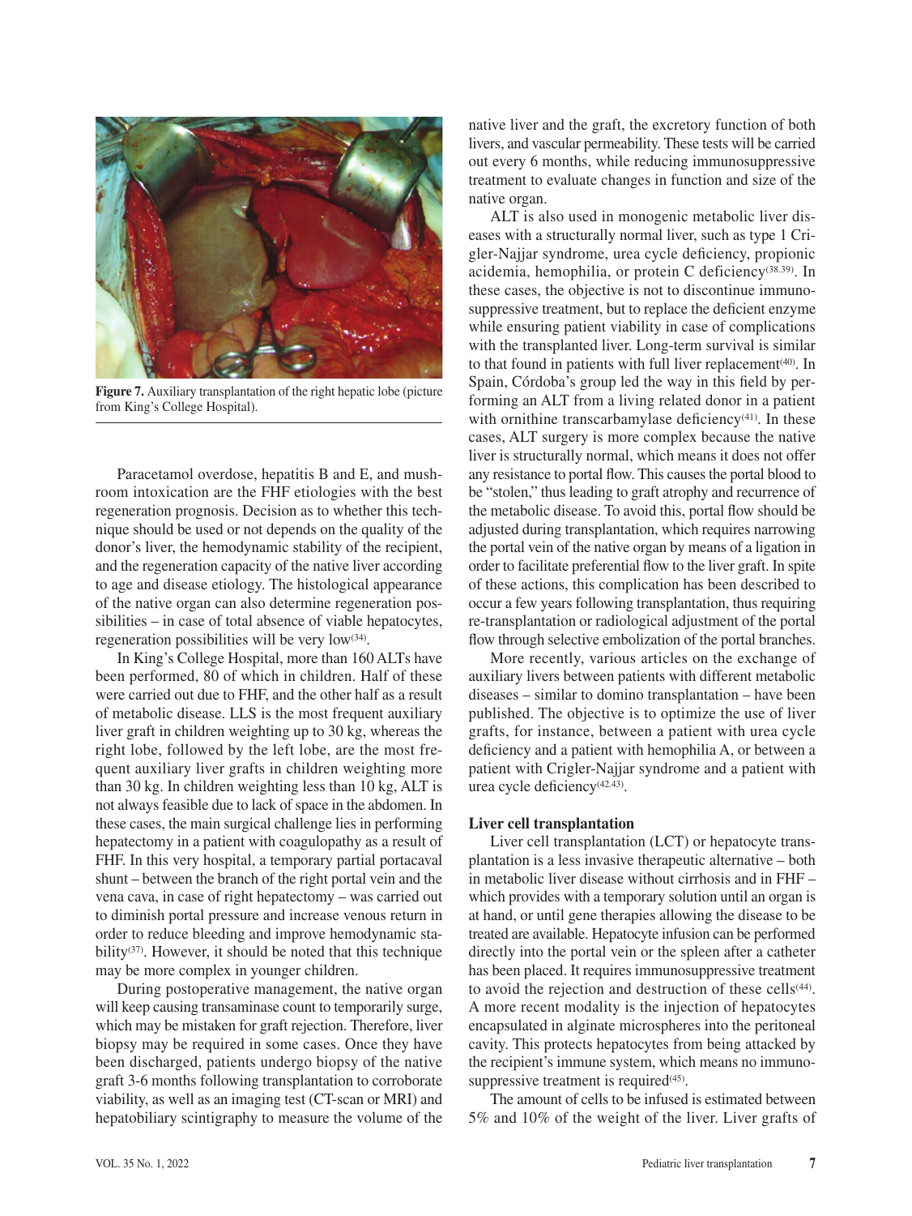**Figure 7.** Auxiliary transplantation of the right hepatic lobe (picture from King's College Hospital).

Paracetamol overdose, hepatitis B and E, and mushroom intoxication are the FHF etiologies with the best regeneration prognosis. Decision as to whether this technique should be used or not depends on the quality of the donor's liver, the hemodynamic stability of the recipient, and the regeneration capacity of the native liver according to age and disease etiology. The histological appearance of the native organ can also determine regeneration possibilities – in case of total absence of viable hepatocytes, regeneration possibilities will be very low[34].

In King's College Hospital, more than 160 ALTs have been performed, 80 of which in children. Half of these were carried out due to FHF, and the other half as a result of metabolic disease. LLS is the most frequent auxiliary liver graft in children weighting up to 30 kg, whereas the right lobe, followed by the left lobe, are the most frequent auxiliary liver grafts in children weighting more than 30 kg. In children weighting less than 10 kg, ALT is not always feasible due to lack of space in the abdomen. In these cases, the main surgical challenge lies in performing hepatectomy in a patient with coagulopathy as a result of FHF. In this very hospital, a temporary partial portacaval shunt – between the branch of the right portal vein and the vena cava, in case of right hepatectomy – was carried out to diminish portal pressure and increase venous return in order to reduce bleeding and improve hemodynamic stability[37]. However, it should be noted that this technique may be more complex in younger children.

During postoperative management, the native organ will keep causing transaminase count to temporarily surge, which may be mistaken for graft rejection. Therefore, liver biopsy may be required in some cases. Once they have been discharged, patients undergo biopsy of the native graft 3-6 months following transplantation to corroborate viability, as well as an imaging test (CT-scan or MRI) and hepatobiliary scintigraphy to measure the volume of the native liver and the graft, the excretory function of both livers, and vascular permeability. These tests will be carried out every 6 months, while reducing immunosuppressive treatment to evaluate changes in function and size of the native organ.

ALT is also used in monogenic metabolic liver diseases with a structurally normal liver, such as type 1 Crigler-Najjar syndrome, urea cycle deficiency, propionic acidemia, hemophilia, or protein C deficiency[38,39]. In these cases, the objective is not to discontinue immunosuppressive treatment, but to replace the deficient enzyme while ensuring patient viability in case of complications with the transplanted liver. Long-term survival is similar to that found in patients with full liver replacement[40]. In Spain, Córdoba's group led the way in this field by performing an ALT from a living related donor in a patient with ornithine transcarbamylase deficiency[41]. In these cases, ALT surgery is more complex because the native liver is structurally normal, which means it does not offer any resistance to portal flow. This causes the portal blood to be "stolen," thus leading to graft atrophy and recurrence of the metabolic disease. To avoid this, portal flow should be adjusted during transplantation, which requires narrowing the portal vein of the native organ by means of a ligation in order to facilitate preferential flow to the liver graft. In spite of these actions, this complication has been described to occur a few years following transplantation, thus requiring re-transplantation or radiological adjustment of the portal flow through selective embolization of the portal branches.

More recently, various articles on the exchange of auxiliary livers between patients with different metabolic diseases – similar to domino transplantation – have been published. The objective is to optimize the use of liver grafts, for instance, between a patient with urea cycle deficiency and a patient with hemophilia A, or between a patient with Crigler-Najjar syndrome and a patient with urea cycle deficiency[42,43].

### Liver cell transplantation

Liver cell transplantation (LCT) or hepatocyte transplantation is a less invasive therapeutic alternative – both in metabolic liver disease without cirrhosis and in FHF – which provides with a temporary solution until an organ is at hand, or until gene therapies allowing the disease to be treated are available. Hepatocyte infusion can be performed directly into the portal vein or the spleen after a catheter has been placed. It requires immunosuppressive treatment to avoid the rejection and destruction of these cells[44]. A more recent modality is the injection of hepatocytes encapsulated in alginate microspheres into the peritoneal cavity. This protects hepatocytes from being attacked by the recipient's immune system, which means no immunosuppressive treatment is required[45].

The amount of cells to be infused is estimated between 5% and 10% of the weight of the liver. Liver grafts of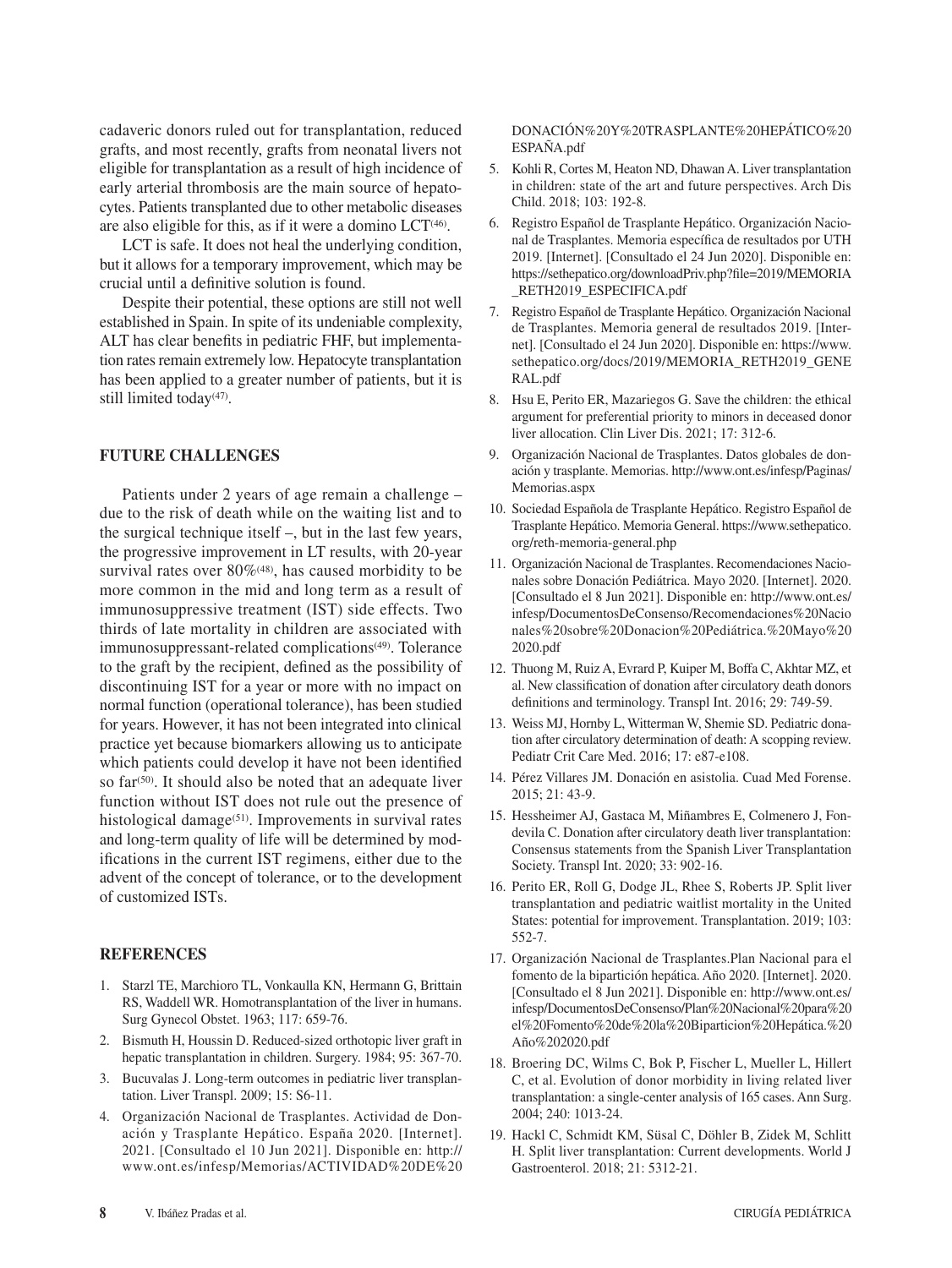cadaveric donors ruled out for transplantation, reduced grafts, and most recently, grafts from neonatal livers not eligible for transplantation as a result of high incidence of early arterial thrombosis are the main source of hepatocytes. Patients transplanted due to other metabolic diseases are also eligible for this, as if it were a domino LCT[46].

LCT is safe. It does not heal the underlying condition, but it allows for a temporary improvement, which may be crucial until a definitive solution is found.

Despite their potential, these options are still not well established in Spain. In spite of its undeniable complexity, ALT has clear benefits in pediatric FHF, but implementation rates remain extremely low. Hepatocyte transplantation has been applied to a greater number of patients, but it is still limited today[47].

## FUTURE CHALLENGES

Patients under 2 years of age remain a challenge – due to the risk of death while on the waiting list and to the surgical technique itself –, but in the last few years, the progressive improvement in LT results, with 20-year survival rates over 80%[48], has caused morbidity to be more common in the mid and long term as a result of immunosuppressive treatment (IST) side effects. Two thirds of late mortality in children are associated with immunosuppressant-related complications[49]. Tolerance to the graft by the recipient, defined as the possibility of discontinuing IST for a year or more with no impact on normal function (operational tolerance), has been studied for years. However, it has not been integrated into clinical practice yet because biomarkers allowing us to anticipate which patients could develop it have not been identified so far[50]. It should also be noted that an adequate liver function without IST does not rule out the presence of histological damage[51]. Improvements in survival rates and long-term quality of life will be determined by modifications in the current IST regimens, either due to the advent of the concept of tolerance, or to the development of customized ISTs.

## REFERENCES

1. Starzl TE, Marchioro TL, Vonkaulla KN, Hermann G, Brittain RS, Waddell WR. Homotransplantation of the liver in humans. Surg Gynecol Obstet. 1963; 117: 659-76.
2. Bismuth H, Houssin D. Reduced-sized orthotopic liver graft in hepatic transplantation in children. Surgery. 1984; 95: 367-70.
3. Bucuvalas J. Long-term outcomes in pediatric liver transplantation. Liver Transpl. 2009; 15: S6-11.
4. Organización Nacional de Trasplantes. Actividad de Donación y Trasplante Hepático. España 2020. [Internet]. 2021. [Consultado el 10 Jun 2021]. Disponible en: http://www.ont.es/infesp/Memorias/ACTIVIDAD%20DE%20DONACIÓN%20Y%20TRASPLANTE%20HEPÁTICO%20ESPAÑA.pdf
5. Kohli R, Cortes M, Heaton ND, Dhawan A. Liver transplantation in children: state of the art and future perspectives. Arch Dis Child. 2018; 103: 192-8.
6. Registro Español de Trasplante Hepático. Organización Nacional de Trasplantes. Memoria específica de resultados por UTH 2019. [Internet]. [Consultado el 24 Jun 2020]. Disponible en: https://sethepatico.org/downloadPriv.php?file=2019/MEMORIA_RETH2019_ESPECIFICA.pdf
7. Registro Español de Trasplante Hepático. Organización Nacional de Trasplantes. Memoria general de resultados 2019. [Internet]. [Consultado el 24 Jun 2020]. Disponible en: https://www.sethepatico.org/docs/2019/MEMORIA_RETH2019_GENERAL.pdf
8. Hsu E, Perito ER, Mazariegos G. Save the children: the ethical argument for preferential priority to minors in deceased donor liver allocation. Clin Liver Dis. 2021; 17: 312-6.
9. Organización Nacional de Trasplantes. Datos globales de donación y trasplante. Memorias. http://www.ont.es/infesp/Paginas/Memorias.aspx
10. Sociedad Española de Trasplante Hepático. Registro Español de Trasplante Hepático. Memoria General. https://www.sethepatico.org/reth-memoria-general.php
11. Organización Nacional de Trasplantes. Recomendaciones Nacionales sobre Donación Pediátrica. Mayo 2020. [Internet]. 2020. [Consultado el 8 Jun 2021]. Disponible en: http://www.ont.es/infesp/DocumentosDeConsenso/Recomendaciones%20Nacionales%20sobre%20Donacion%20Pediátrica.%20Mayo%202020.pdf
12. Thuong M, Ruiz A, Evrard P, Kuiper M, Boffa C, Akhtar MZ, et al. New classification of donation after circulatory death donors definitions and terminology. Transpl Int. 2016; 29: 749-59.
13. Weiss MJ, Hornby L, Witterman W, Shemie SD. Pediatric donation after circulatory determination of death: A scopping review. Pediatr Crit Care Med. 2016; 17: e87-e108.
14. Pérez Villares JM. Donación en asistolia. Cuad Med Forense. 2015; 21: 43-9.
15. Hessheimer AJ, Gastaca M, Miñambres E, Colmenero J, Fondevila C. Donation after circulatory death liver transplantation: Consensus statements from the Spanish Liver Transplantation Society. Transpl Int. 2020; 33: 902-16.
16. Perito ER, Roll G, Dodge JL, Rhee S, Roberts JP. Split liver transplantation and pediatric waitlist mortality in the United States: potential for improvement. Transplantation. 2019; 103: 552-7.
17. Organización Nacional de Trasplantes.Plan Nacional para el fomento de la bipartición hepática. Año 2020. [Internet]. 2020. [Consultado el 8 Jun 2021]. Disponible en: http://www.ont.es/infesp/DocumentosDeConsenso/Plan%20Nacional%20para%20el%20Fomento%20de%20la%20Biparticion%20Hepática.%20Año%202020.pdf
18. Broering DC, Wilms C, Bok P, Fischer L, Mueller L, Hillert C, et al. Evolution of donor morbidity in living related liver transplantation: a single-center analysis of 165 cases. Ann Surg. 2004; 240: 1013-24.
19. Hackl C, Schmidt KM, Süsal C, Döhler B, Zidek M, Schlitt H. Split liver transplantation: Current developments. World J Gastroenterol. 2018; 21: 5312-21.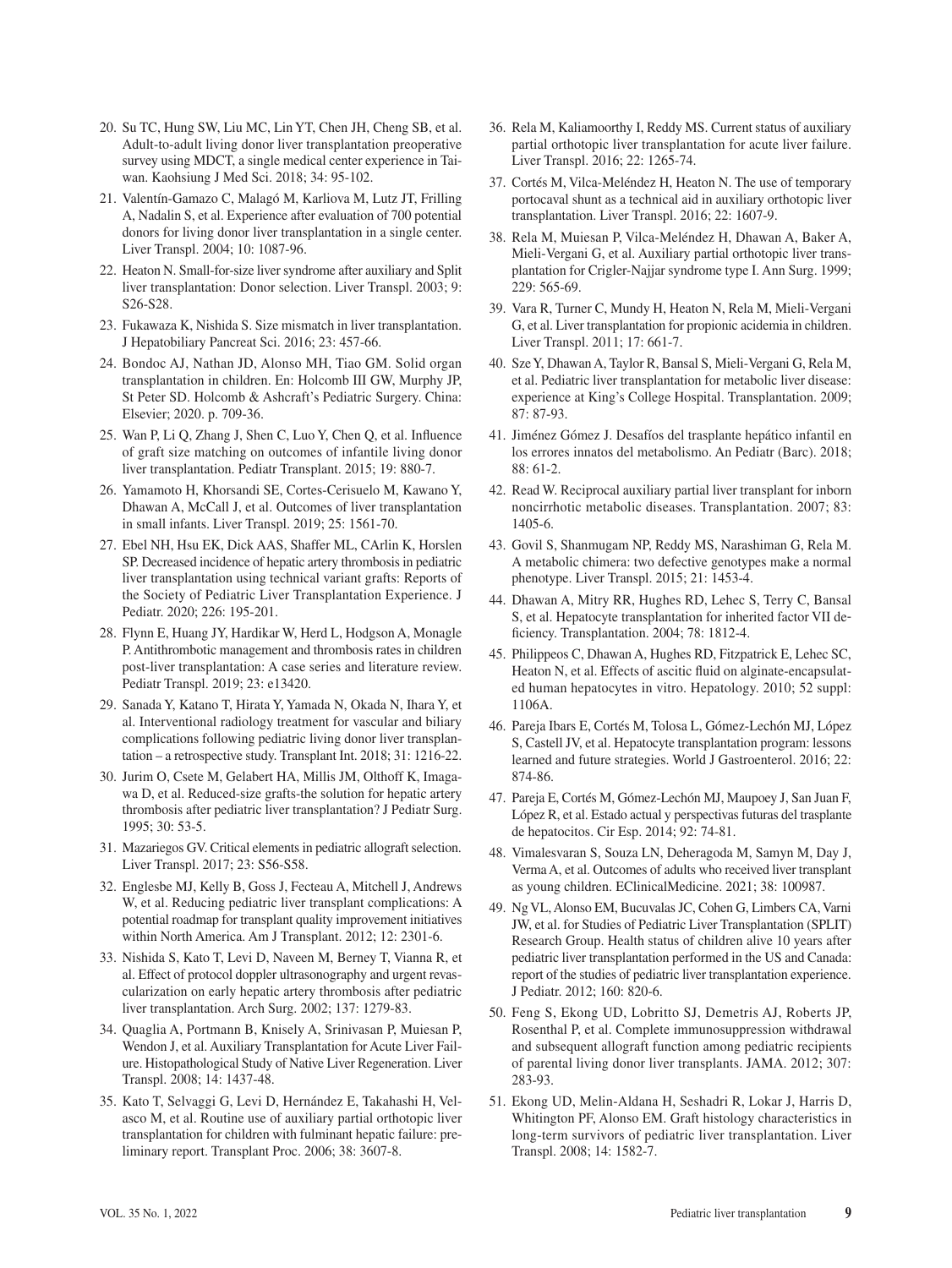20. Su TC, Hung SW, Liu MC, Lin YT, Chen JH, Cheng SB, et al. Adult-to-adult living donor liver transplantation preoperative survey using MDCT, a single medical center experience in Taiwan. Kaohsiung J Med Sci. 2018; 34: 95-102.
21. Valentín-Gamazo C, Malagó M, Karliova M, Lutz JT, Frilling A, Nadalin S, et al. Experience after evaluation of 700 potential donors for living donor liver transplantation in a single center. Liver Transpl. 2004; 10: 1087-96.
22. Heaton N. Small-for-size liver syndrome after auxiliary and Split liver transplantation: Donor selection. Liver Transpl. 2003; 9: S26-S28.
23. Fukawaza K, Nishida S. Size mismatch in liver transplantation. J Hepatobiliary Pancreat Sci. 2016; 23: 457-66.
24. Bondoc AJ, Nathan JD, Alonso MH, Tiao GM. Solid organ transplantation in children. En: Holcomb III GW, Murphy JP, St Peter SD. Holcomb & Ashcraft's Pediatric Surgery. China: Elsevier; 2020. p. 709-36.
25. Wan P, Li Q, Zhang J, Shen C, Luo Y, Chen Q, et al. Influence of graft size matching on outcomes of infantile living donor liver transplantation. Pediatr Transplant. 2015; 19: 880-7.
26. Yamamoto H, Khorsandi SE, Cortes-Cerisuelo M, Kawano Y, Dhawan A, McCall J, et al. Outcomes of liver transplantation in small infants. Liver Transpl. 2019; 25: 1561-70.
27. Ebel NH, Hsu EK, Dick AAS, Shaffer ML, CArlin K, Horslen SP. Decreased incidence of hepatic artery thrombosis in pediatric liver transplantation using technical variant grafts: Reports of the Society of Pediatric Liver Transplantation Experience. J Pediatr. 2020; 226: 195-201.
28. Flynn E, Huang JY, Hardikar W, Herd L, Hodgson A, Monagle P. Antithrombotic management and thrombosis rates in children post-liver transplantation: A case series and literature review. Pediatr Transpl. 2019; 23: e13420.
29. Sanada Y, Katano T, Hirata Y, Yamada N, Okada N, Ihara Y, et al. Interventional radiology treatment for vascular and biliary complications following pediatric living donor liver transplantation – a retrospective study. Transplant Int. 2018; 31: 1216-22.
30. Jurim O, Csete M, Gelabert HA, Millis JM, Olthoff K, Imagawa D, et al. Reduced-size grafts-the solution for hepatic artery thrombosis after pediatric liver transplantation? J Pediatr Surg. 1995; 30: 53-5.
31. Mazariegos GV. Critical elements in pediatric allograft selection. Liver Transpl. 2017; 23: S56-S58.
32. Englesbe MJ, Kelly B, Goss J, Fecteau A, Mitchell J, Andrews W, et al. Reducing pediatric liver transplant complications: A potential roadmap for transplant quality improvement initiatives within North America. Am J Transplant. 2012; 12: 2301-6.
33. Nishida S, Kato T, Levi D, Naveen M, Berney T, Vianna R, et al. Effect of protocol doppler ultrasonography and urgent revascularization on early hepatic artery thrombosis after pediatric liver transplantation. Arch Surg. 2002; 137: 1279-83.
34. Quaglia A, Portmann B, Knisely A, Srinivasan P, Muiesan P, Wendon J, et al. Auxiliary Transplantation for Acute Liver Failure. Histopathological Study of Native Liver Regeneration. Liver Transpl. 2008; 14: 1437-48.
35. Kato T, Selvaggi G, Levi D, Hernández E, Takahashi H, Velasco M, et al. Routine use of auxiliary partial orthotopic liver transplantation for children with fulminant hepatic failure: preliminary report. Transplant Proc. 2006; 38: 3607-8.
36. Rela M, Kaliamoorthy I, Reddy MS. Current status of auxiliary partial orthotopic liver transplantation for acute liver failure. Liver Transpl. 2016; 22: 1265-74.
37. Cortés M, Vilca-Meléndez H, Heaton N. The use of temporary portocaval shunt as a technical aid in auxiliary orthotopic liver transplantation. Liver Transpl. 2016; 22: 1607-9.
38. Rela M, Muiesan P, Vilca-Meléndez H, Dhawan A, Baker A, Mieli-Vergani G, et al. Auxiliary partial orthotopic liver transplantation for Crigler-Najjar syndrome type I. Ann Surg. 1999; 229: 565-69.
39. Vara R, Turner C, Mundy H, Heaton N, Rela M, Mieli-Vergani G, et al. Liver transplantation for propionic acidemia in children. Liver Transpl. 2011; 17: 661-7.
40. Sze Y, Dhawan A, Taylor R, Bansal S, Mieli-Vergani G, Rela M, et al. Pediatric liver transplantation for metabolic liver disease: experience at King's College Hospital. Transplantation. 2009; 87: 87-93.
41. Jiménez Gómez J. Desafíos del trasplante hepático infantil en los errores innatos del metabolismo. An Pediatr (Barc). 2018; 88: 61-2.
42. Read W. Reciprocal auxiliary partial liver transplant for inborn noncirrhotic metabolic diseases. Transplantation. 2007; 83: 1405-6.
43. Govil S, Shanmugam NP, Reddy MS, Narashiman G, Rela M. A metabolic chimera: two defective genotypes make a normal phenotype. Liver Transpl. 2015; 21: 1453-4.
44. Dhawan A, Mitry RR, Hughes RD, Lehec S, Terry C, Bansal S, et al. Hepatocyte transplantation for inherited factor VII deficiency. Transplantation. 2004; 78: 1812-4.
45. Philippeos C, Dhawan A, Hughes RD, Fitzpatrick E, Lehec SC, Heaton N, et al. Effects of ascitic fluid on alginate-encapsulated human hepatocytes in vitro. Hepatology. 2010; 52 suppl: 1106A.
46. Pareja Ibars E, Cortés M, Tolosa L, Gómez-Lechón MJ, López S, Castell JV, et al. Hepatocyte transplantation program: lessons learned and future strategies. World J Gastroenterol. 2016; 22: 874-86.
47. Pareja E, Cortés M, Gómez-Lechón MJ, Maupoey J, San Juan F, López R, et al. Estado actual y perspectivas futuras del trasplante de hepatocitos. Cir Esp. 2014; 92: 74-81.
48. Vimalesvaran S, Souza LN, Deheragoda M, Samyn M, Day J, Verma A, et al. Outcomes of adults who received liver transplant as young children. EClinicalMedicine. 2021; 38: 100987.
49. Ng VL, Alonso EM, Bucuvalas JC, Cohen G, Limbers CA, Varni JW, et al. for Studies of Pediatric Liver Transplantation (SPLIT) Research Group. Health status of children alive 10 years after pediatric liver transplantation performed in the US and Canada: report of the studies of pediatric liver transplantation experience. J Pediatr. 2012; 160: 820-6.
50. Feng S, Ekong UD, Lobritto SJ, Demetris AJ, Roberts JP, Rosenthal P, et al. Complete immunosuppression withdrawal and subsequent allograft function among pediatric recipients of parental living donor liver transplants. JAMA. 2012; 307: 283-93.
51. Ekong UD, Melin-Aldana H, Seshadri R, Lokar J, Harris D, Whitington PF, Alonso EM. Graft histology characteristics in long-term survivors of pediatric liver transplantation. Liver Transpl. 2008; 14: 1582-7.